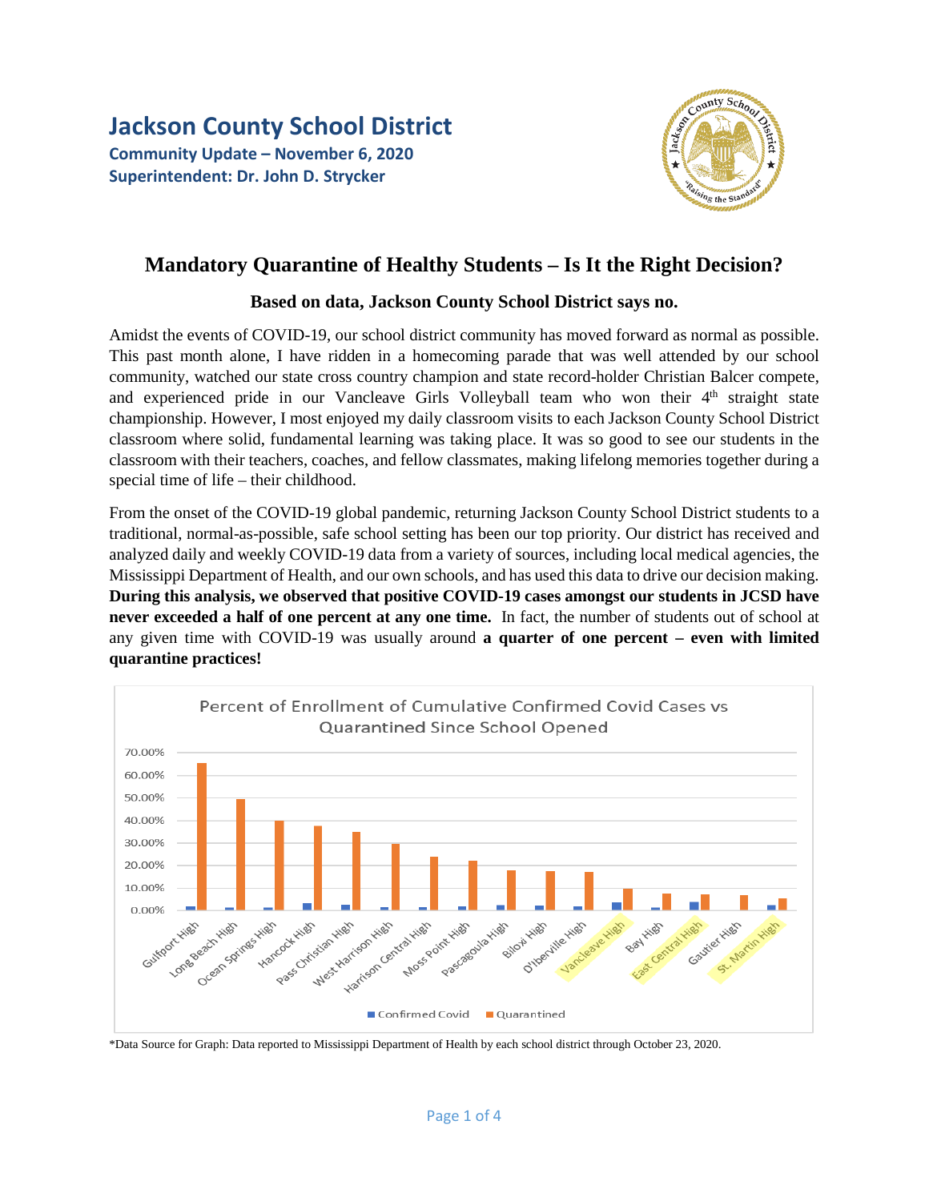# Jackson County School District

**Community Update – November 6, 2020**
**Superintendent: Dr. John D. Strycker**

## Mandatory Quarantine of Healthy Students – Is It the Right Decision?

### Based on data, Jackson County School District says no.

Amidst the events of COVID-19, our school district community has moved forward as normal as possible. This past month alone, I have ridden in a homecoming parade that was well attended by our school community, watched our state cross country champion and state record-holder Christian Balcer compete, and experienced pride in our Vancleave Girls Volleyball team who won their 4th straight state championship. However, I most enjoyed my daily classroom visits to each Jackson County School District classroom where solid, fundamental learning was taking place. It was so good to see our students in the classroom with their teachers, coaches, and fellow classmates, making lifelong memories together during a special time of life – their childhood.

From the onset of the COVID-19 global pandemic, returning Jackson County School District students to a traditional, normal-as-possible, safe school setting has been our top priority. Our district has received and analyzed daily and weekly COVID-19 data from a variety of sources, including local medical agencies, the Mississippi Department of Health, and our own schools, and has used this data to drive our decision making. **During this analysis, we observed that positive COVID-19 cases amongst our students in JCSD have never exceeded a half of one percent at any one time.** In fact, the number of students out of school at any given time with COVID-19 was usually around **a quarter of one percent – even with limited quarantine practices!**

Percent of Enrollment of Cumulative Confirmed Covid Cases vs Quarantined Since School Opened

Gulfport High, Long Beach High, Ocean Springs High, Hancock High, Pass Christian High, West Harrison High, Harrison Central High, Moss Point High, Pascagoula High, Biloxi High, D'Iberville High, Vancleave High, Bay High, East Central High, Gautier High, St. Martin High

Confirmed Covid | Quarantined

\*Data Source for Graph: Data reported to Mississippi Department of Health by each school district through October 23, 2020.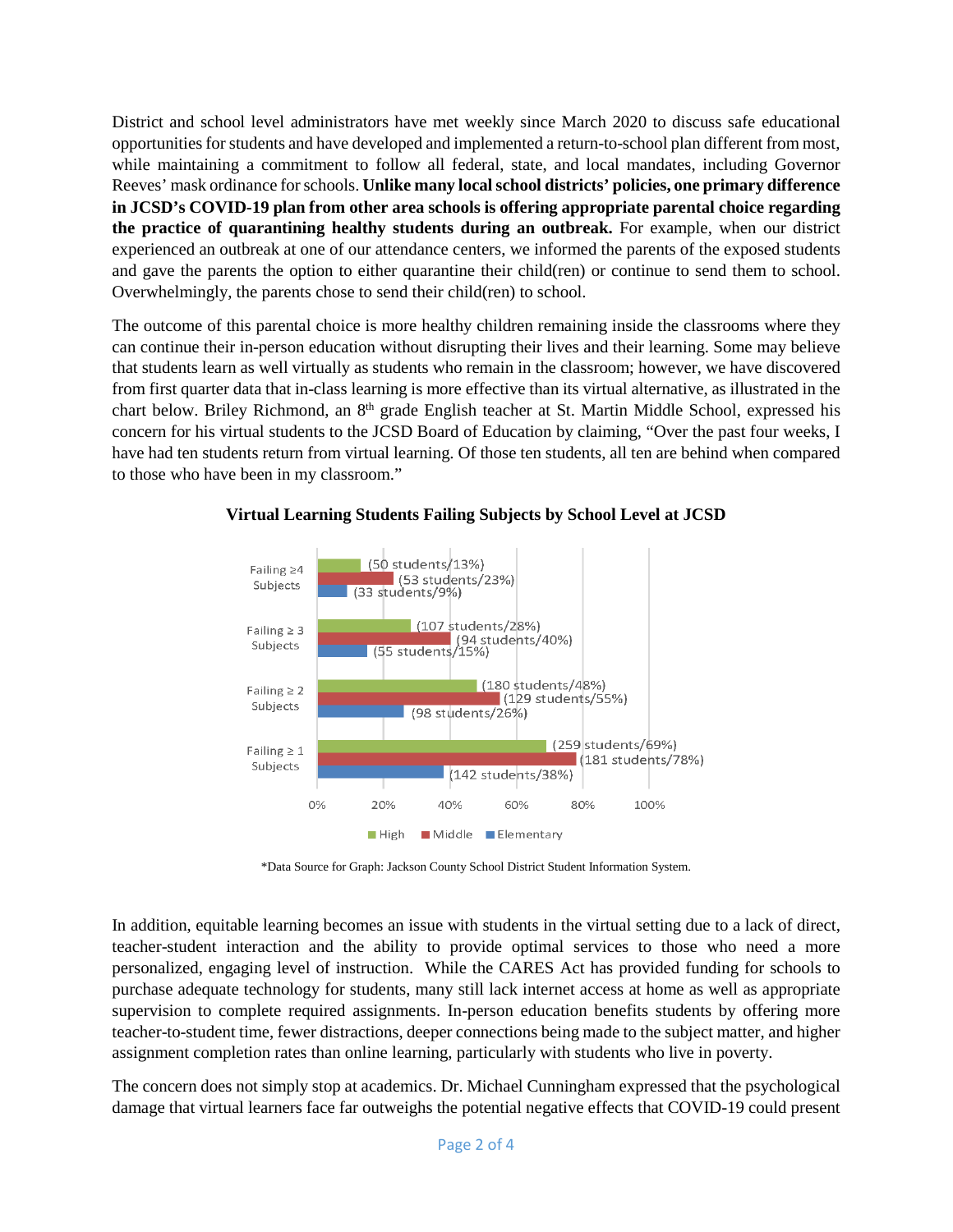District and school level administrators have met weekly since March 2020 to discuss safe educational opportunities for students and have developed and implemented a return-to-school plan different from most, while maintaining a commitment to follow all federal, state, and local mandates, including Governor Reeves' mask ordinance for schools. **Unlike many local school districts' policies, one primary difference in JCSD's COVID-19 plan from other area schools is offering appropriate parental choice regarding the practice of quarantining healthy students during an outbreak.** For example, when our district experienced an outbreak at one of our attendance centers, we informed the parents of the exposed students and gave the parents the option to either quarantine their child(ren) or continue to send them to school. Overwhelmingly, the parents chose to send their child(ren) to school.

The outcome of this parental choice is more healthy children remaining inside the classrooms where they can continue their in-person education without disrupting their lives and their learning. Some may believe that students learn as well virtually as students who remain in the classroom; however, we have discovered from first quarter data that in-class learning is more effective than its virtual alternative, as illustrated in the chart below. Briley Richmond, an 8th grade English teacher at St. Martin Middle School, expressed his concern for his virtual students to the JCSD Board of Education by claiming, "Over the past four weeks, I have had ten students return from virtual learning. Of those ten students, all ten are behind when compared to those who have been in my classroom."

**Virtual Learning Students Failing Subjects by School Level at JCSD**

| | High | Middle | Elementary |
|---|---|---|---|
| Failing ≥4 Subjects | 50 students/13% | 53 students/23% | 33 students/9% |
| Failing ≥ 3 Subjects | 107 students/28% | 94 students/40% | 55 students/15% |
| Failing ≥ 2 Subjects | 180 students/48% | 129 students/55% | 98 students/26% |
| Failing ≥ 1 Subjects | 259 students/69% | 181 students/78% | 142 students/38% |

*Data Source for Graph: Jackson County School District Student Information System.

In addition, equitable learning becomes an issue with students in the virtual setting due to a lack of direct, teacher-student interaction and the ability to provide optimal services to those who need a more personalized, engaging level of instruction. While the CARES Act has provided funding for schools to purchase adequate technology for students, many still lack internet access at home as well as appropriate supervision to complete required assignments. In-person education benefits students by offering more teacher-to-student time, fewer distractions, deeper connections being made to the subject matter, and higher assignment completion rates than online learning, particularly with students who live in poverty.

The concern does not simply stop at academics. Dr. Michael Cunningham expressed that the psychological damage that virtual learners face far outweighs the potential negative effects that COVID-19 could present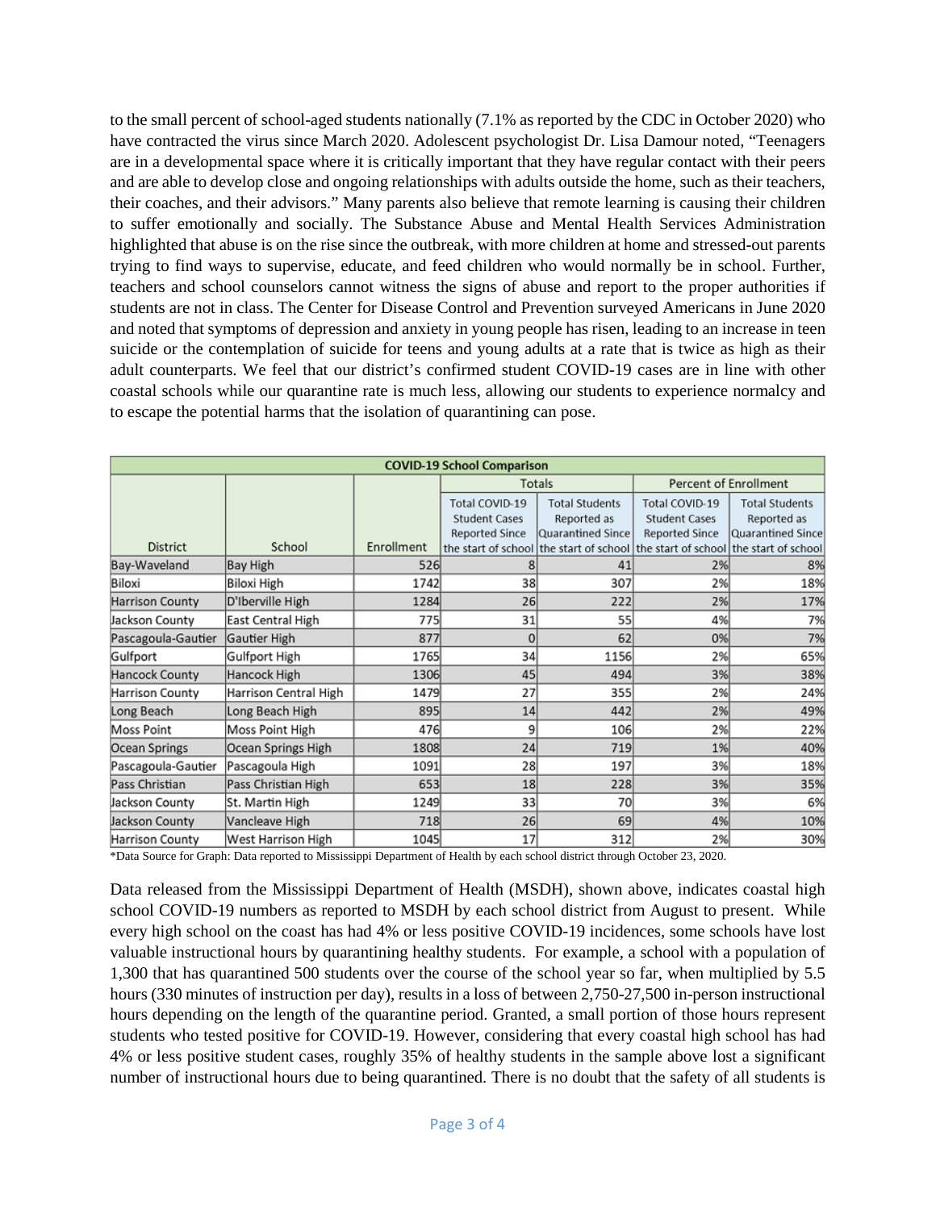to the small percent of school-aged students nationally (7.1% as reported by the CDC in October 2020) who have contracted the virus since March 2020. Adolescent psychologist Dr. Lisa Damour noted, "Teenagers are in a developmental space where it is critically important that they have regular contact with their peers and are able to develop close and ongoing relationships with adults outside the home, such as their teachers, their coaches, and their advisors." Many parents also believe that remote learning is causing their children to suffer emotionally and socially. The Substance Abuse and Mental Health Services Administration highlighted that abuse is on the rise since the outbreak, with more children at home and stressed-out parents trying to find ways to supervise, educate, and feed children who would normally be in school. Further, teachers and school counselors cannot witness the signs of abuse and report to the proper authorities if students are not in class. The Center for Disease Control and Prevention surveyed Americans in June 2020 and noted that symptoms of depression and anxiety in young people has risen, leading to an increase in teen suicide or the contemplation of suicide for teens and young adults at a rate that is twice as high as their adult counterparts. We feel that our district's confirmed student COVID-19 cases are in line with other coastal schools while our quarantine rate is much less, allowing our students to experience normalcy and to escape the potential harms that the isolation of quarantining can pose.

| COVID-19 School Comparison | | | | | | |
|---|---|---|---|---|---|---|
| | | | Totals | | Percent of Enrollment | |
| District | School | Enrollment | Total COVID-19 Student Cases Reported Since the start of school | Total Students Reported as Quarantined Since the start of school | Total COVID-19 Student Cases Reported Since the start of school | Total Students Reported as Quarantined Since the start of school |
| Bay-Waveland | Bay High | 526 | 8 | 41 | 2% | 8% |
| Biloxi | Biloxi High | 1742 | 38 | 307 | 2% | 18% |
| Harrison County | D'Iberville High | 1284 | 26 | 222 | 2% | 17% |
| Jackson County | East Central High | 775 | 31 | 55 | 4% | 7% |
| Pascagoula-Gautier | Gautier High | 877 | 0 | 62 | 0% | 7% |
| Gulfport | Gulfport High | 1765 | 34 | 1156 | 2% | 65% |
| Hancock County | Hancock High | 1306 | 45 | 494 | 3% | 38% |
| Harrison County | Harrison Central High | 1479 | 27 | 355 | 2% | 24% |
| Long Beach | Long Beach High | 895 | 14 | 442 | 2% | 49% |
| Moss Point | Moss Point High | 476 | 9 | 106 | 2% | 22% |
| Ocean Springs | Ocean Springs High | 1808 | 24 | 719 | 1% | 40% |
| Pascagoula-Gautier | Pascagoula High | 1091 | 28 | 197 | 3% | 18% |
| Pass Christian | Pass Christian High | 653 | 18 | 228 | 3% | 35% |
| Jackson County | St. Martin High | 1249 | 33 | 70 | 3% | 6% |
| Jackson County | Vancleave High | 718 | 26 | 69 | 4% | 10% |
| Harrison County | West Harrison High | 1045 | 17 | 312 | 2% | 30% |

*Data Source for Graph: Data reported to Mississippi Department of Health by each school district through October 23, 2020.

Data released from the Mississippi Department of Health (MSDH), shown above, indicates coastal high school COVID-19 numbers as reported to MSDH by each school district from August to present. While every high school on the coast has had 4% or less positive COVID-19 incidences, some schools have lost valuable instructional hours by quarantining healthy students. For example, a school with a population of 1,300 that has quarantined 500 students over the course of the school year so far, when multiplied by 5.5 hours (330 minutes of instruction per day), results in a loss of between 2,750-27,500 in-person instructional hours depending on the length of the quarantine period. Granted, a small portion of those hours represent students who tested positive for COVID-19. However, considering that every coastal high school has had 4% or less positive student cases, roughly 35% of healthy students in the sample above lost a significant number of instructional hours due to being quarantined. There is no doubt that the safety of all students is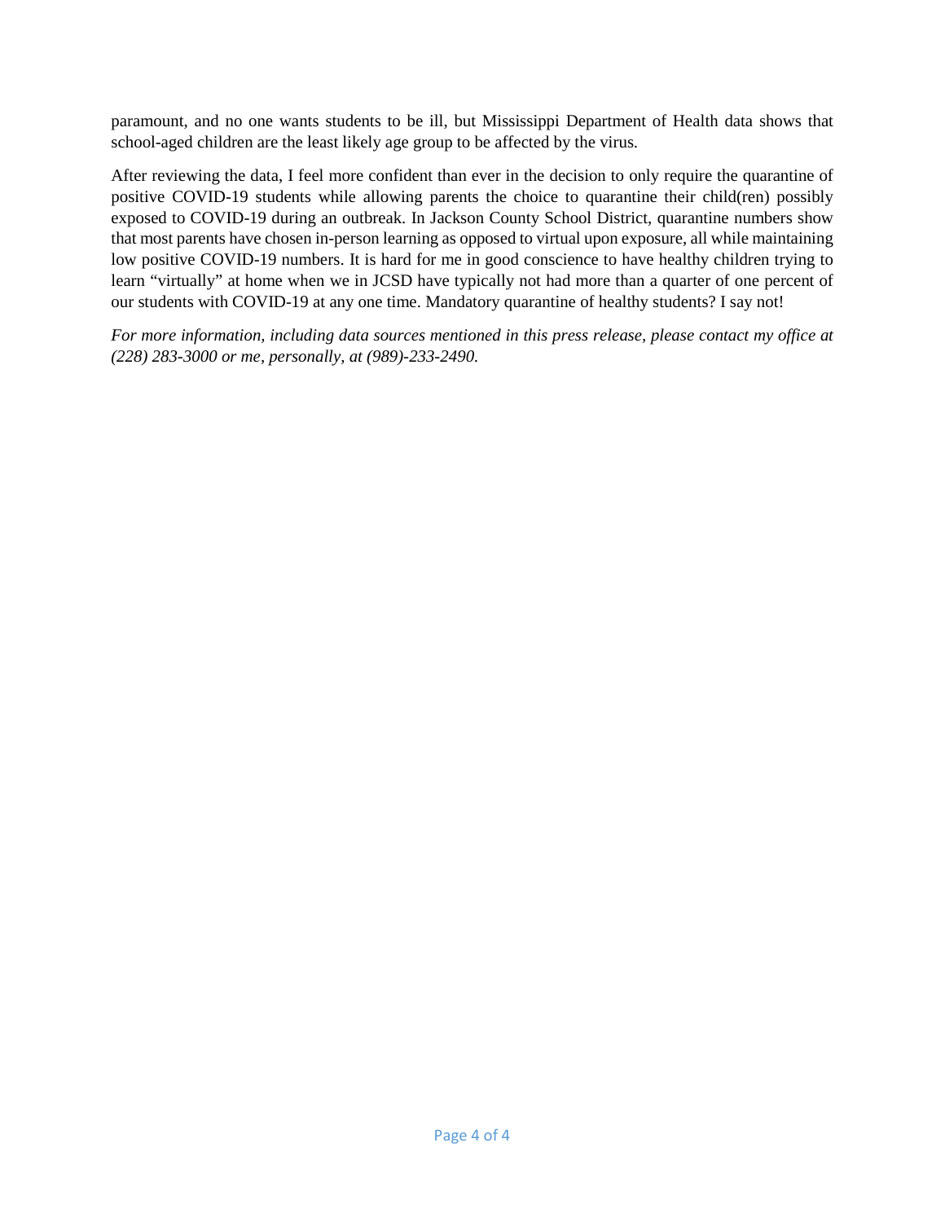paramount, and no one wants students to be ill, but Mississippi Department of Health data shows that school-aged children are the least likely age group to be affected by the virus.

After reviewing the data, I feel more confident than ever in the decision to only require the quarantine of positive COVID-19 students while allowing parents the choice to quarantine their child(ren) possibly exposed to COVID-19 during an outbreak. In Jackson County School District, quarantine numbers show that most parents have chosen in-person learning as opposed to virtual upon exposure, all while maintaining low positive COVID-19 numbers. It is hard for me in good conscience to have healthy children trying to learn "virtually" at home when we in JCSD have typically not had more than a quarter of one percent of our students with COVID-19 at any one time. Mandatory quarantine of healthy students? I say not!

*For more information, including data sources mentioned in this press release, please contact my office at (228) 283-3000 or me, personally, at (989)-233-2490.*